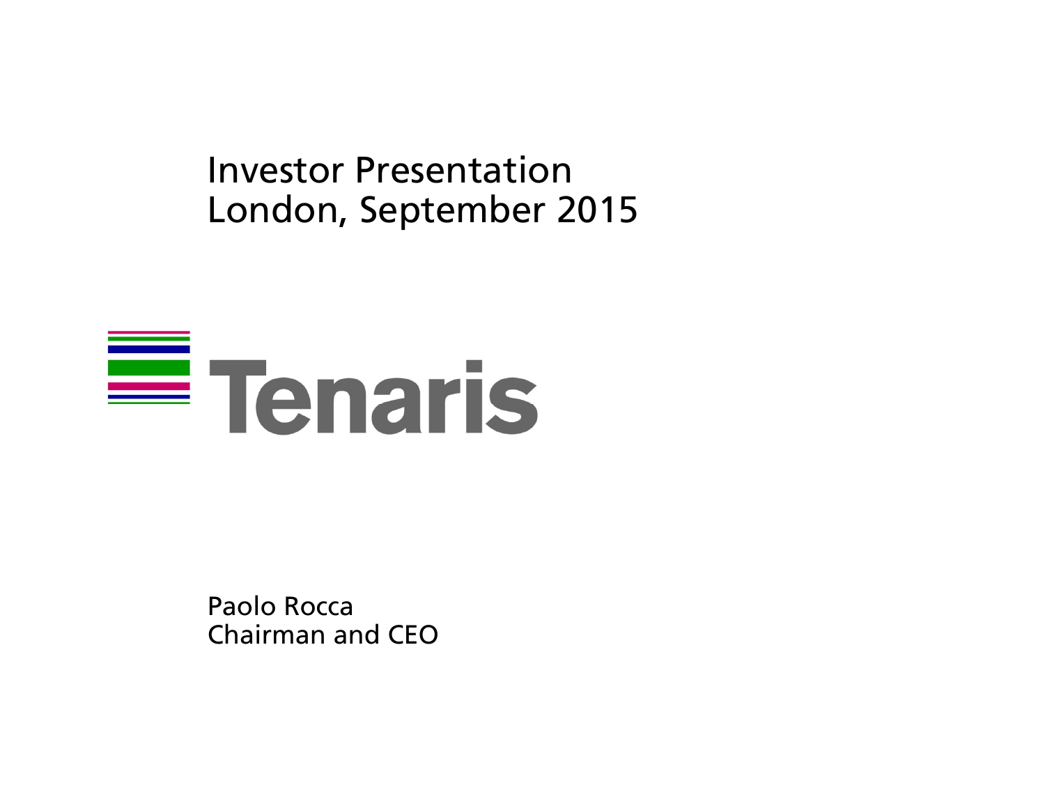# Investor Presentation
## London, September 2015

Tenaris

Paolo Rocca
Chairman and CEO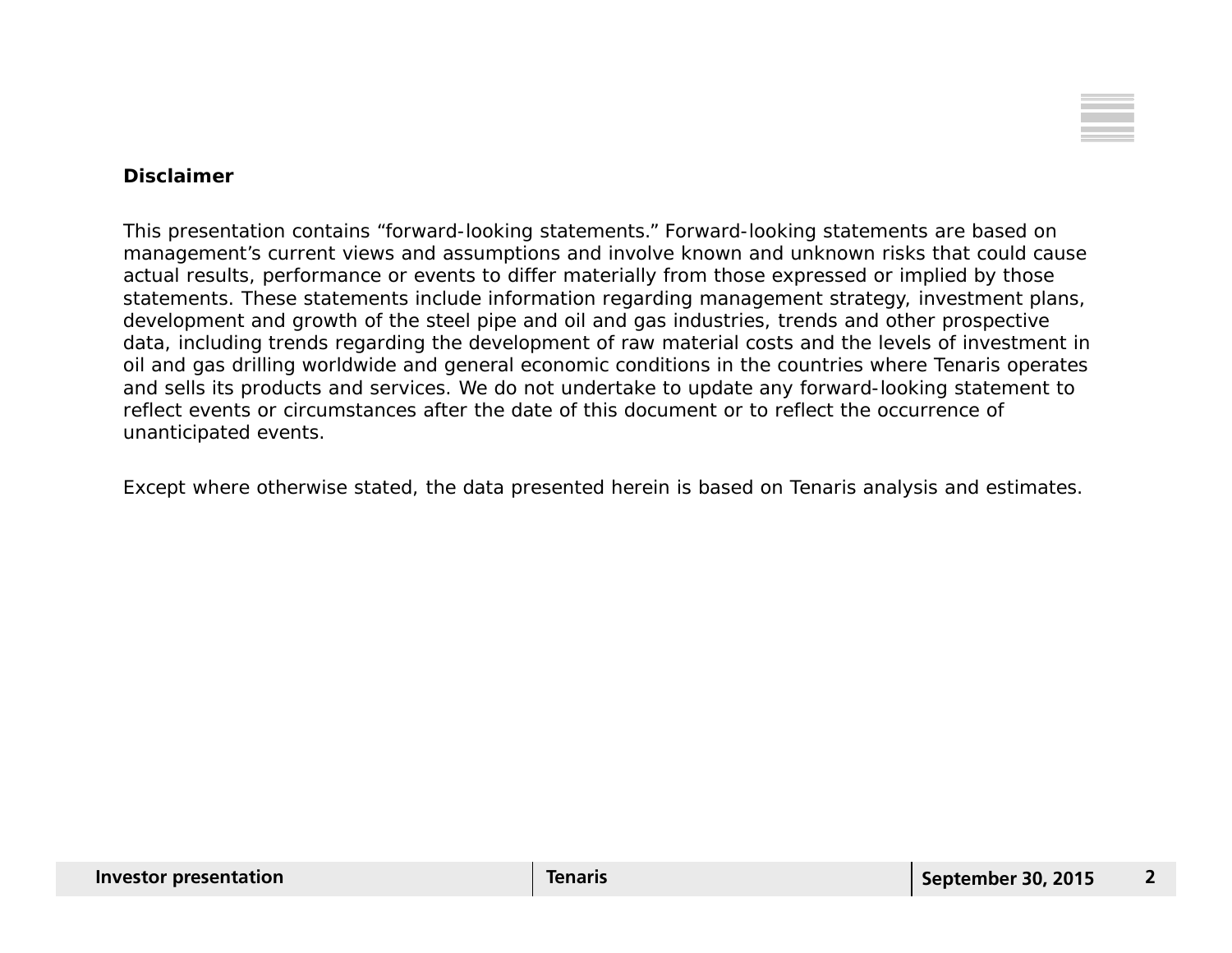**Disclaimer**

This presentation contains “forward-looking statements.” Forward-looking statements are based on management’s current views and assumptions and involve known and unknown risks that could cause actual results, performance or events to differ materially from those expressed or implied by those statements. These statements include information regarding management strategy, investment plans, development and growth of the steel pipe and oil and gas industries, trends and other prospective data, including trends regarding the development of raw material costs and the levels of investment in oil and gas drilling worldwide and general economic conditions in the countries where Tenaris operates and sells its products and services. We do not undertake to update any forward-looking statement to reflect events or circumstances after the date of this document or to reflect the occurrence of unanticipated events.

Except where otherwise stated, the data presented herein is based on Tenaris analysis and estimates.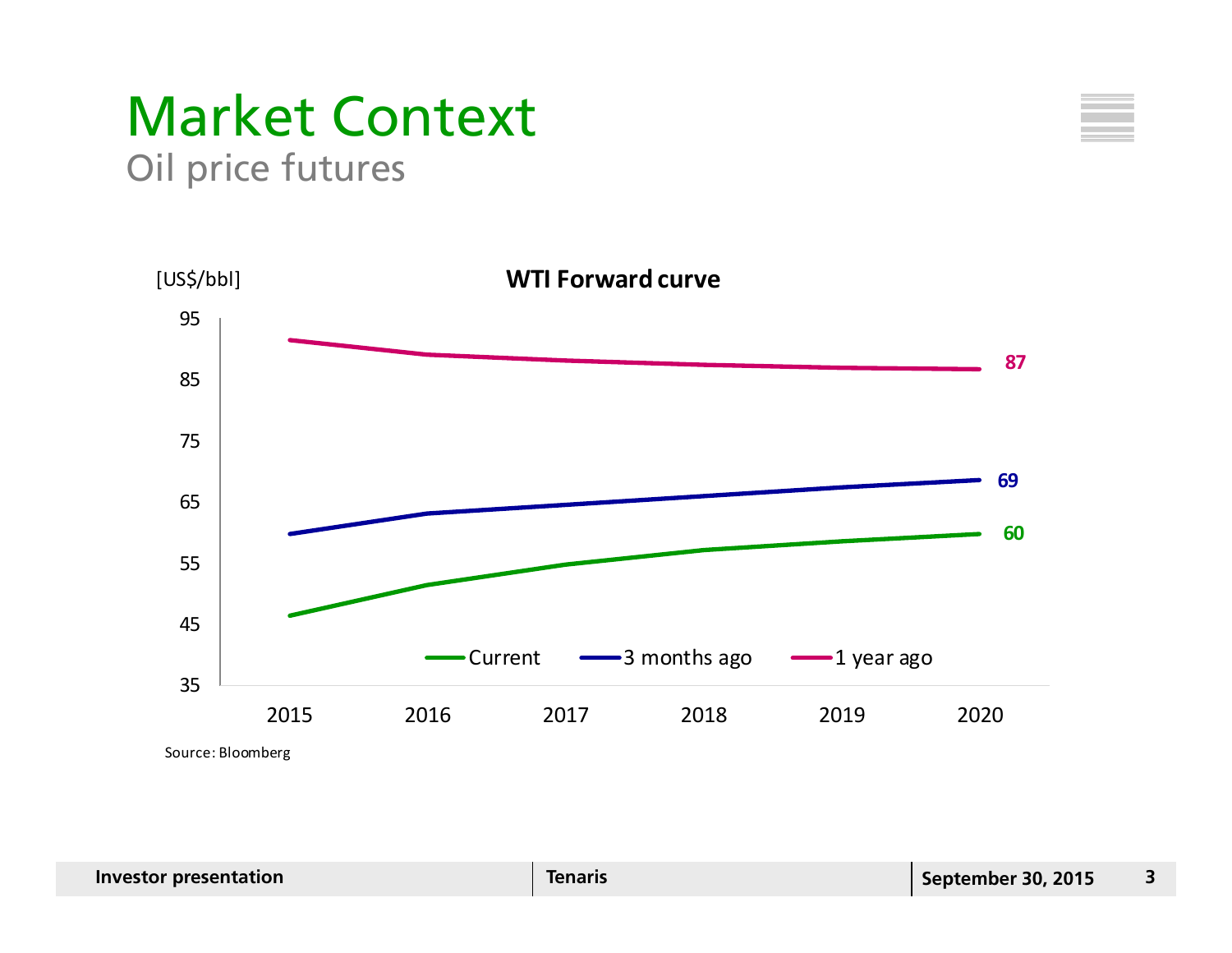# Market Context

## Oil price futures

**WTI Forward curve**

[US$/bbl]

| | 2015 | 2016 | 2017 | 2018 | 2019 | 2020 |
|---|---|---|---|---|---|---|
| Current | | | | | | 60 |
| 3 months ago | | | | | | 69 |
| 1 year ago | | | | | | 87 |

Source: Bloomberg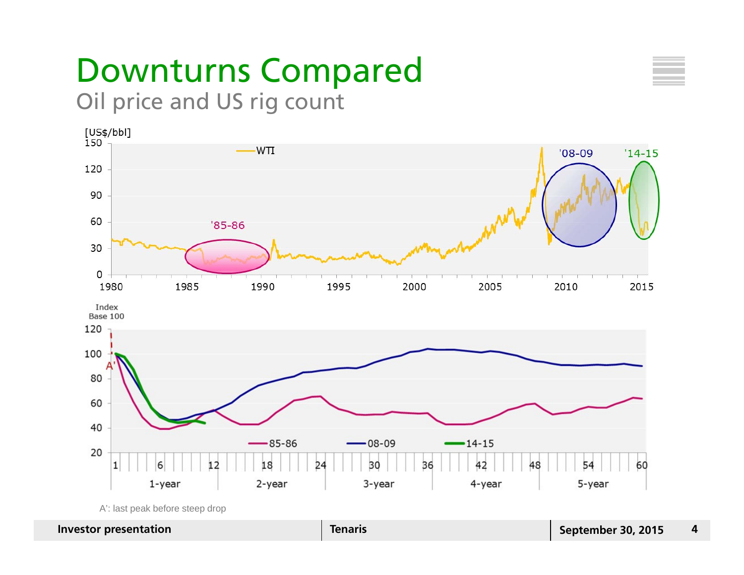# Downturns Compared

## Oil price and US rig count

[US$/bbl]

150, 120, 90, 60, 30, 0

WTI

'85-86 — '08-09 — '14-15

1980 — 1985 — 1990 — 1995 — 2000 — 2005 — 2010 — 2015

Index Base 100

120, 100, 80, 60, 40, 20

A'

85-86 — 08-09 — 14-15

1 — 6 — 12 — 18 — 24 — 30 — 36 — 42 — 48 — 54 — 60

1-year — 2-year — 3-year — 4-year — 5-year

A': last peak before steep drop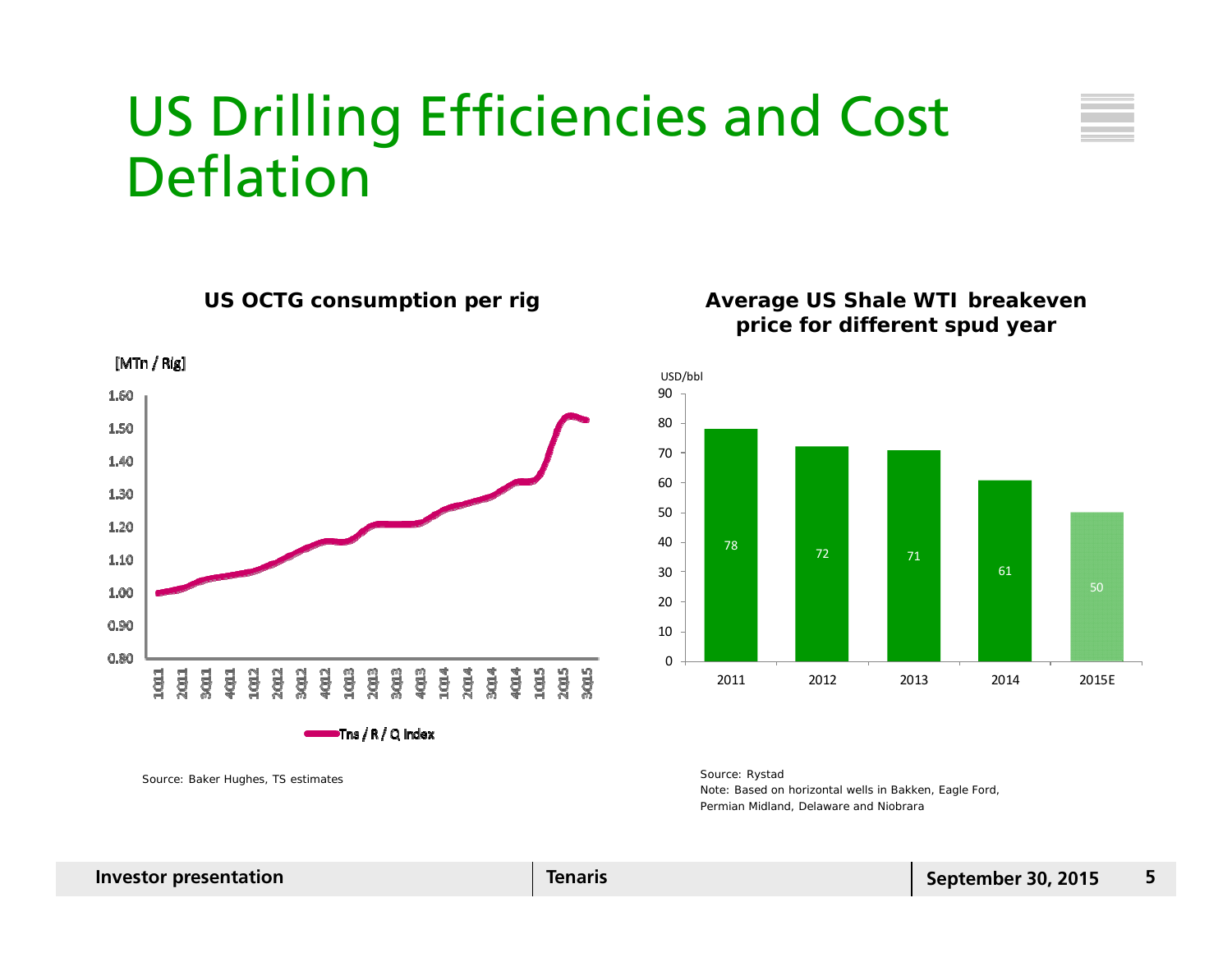# US Drilling Efficiencies and Cost Deflation

**US OCTG consumption per rig**

[MTn / Rig]

Tns / R / Q Index

Source: Baker Hughes, TS estimates

**Average US Shale WTI breakeven price for different spud year**

USD/bbl

| 2011 | 2012 | 2013 | 2014 | 2015E |
|---|---|---|---|---|
| 78 | 72 | 71 | 61 | 50 |

Source: Rystad

Note: Based on horizontal wells in Bakken, Eagle Ford, Permian Midland, Delaware and Niobrara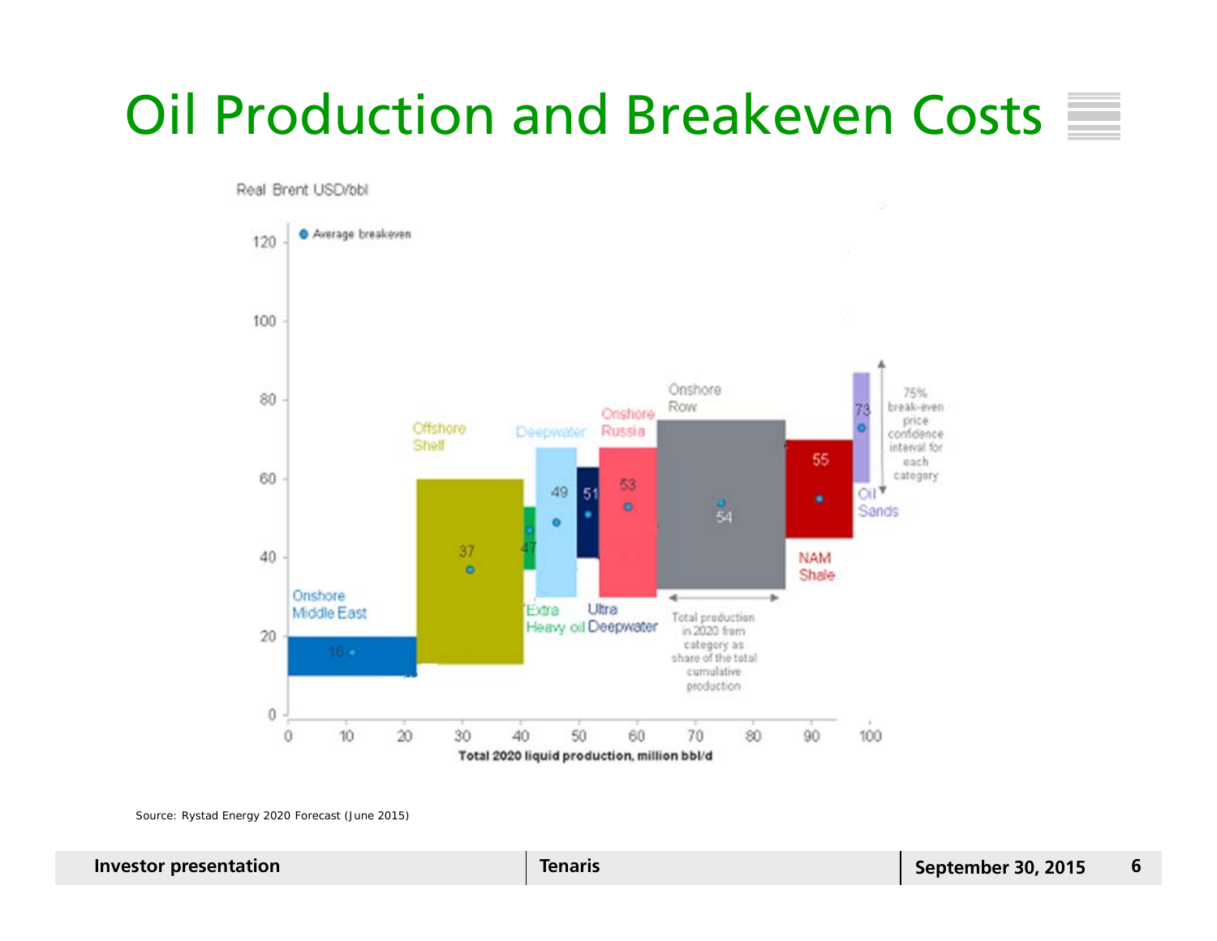# Oil Production and Breakeven Costs

Real Brent USD/bbl

● Average breakeven

| Category | Average breakeven |
| --- | --- |
| Onshore Middle East | 16 |
| Offshore Shelf | 37 |
| Extra Heavy oil | 47 |
| Deepwater | 49 |
| Ultra Deepwater | 51 |
| Onshore Russia | 53 |
| Onshore Row | 54 |
| NAM Shale | 55 |
| Oil Sands | 73 |

75% break-even price confidence interval for each category

Total production in 2020 from category as share of the total cumulative production

Total 2020 liquid production, million bbl/d

Source: Rystad Energy 2020 Forecast (June 2015)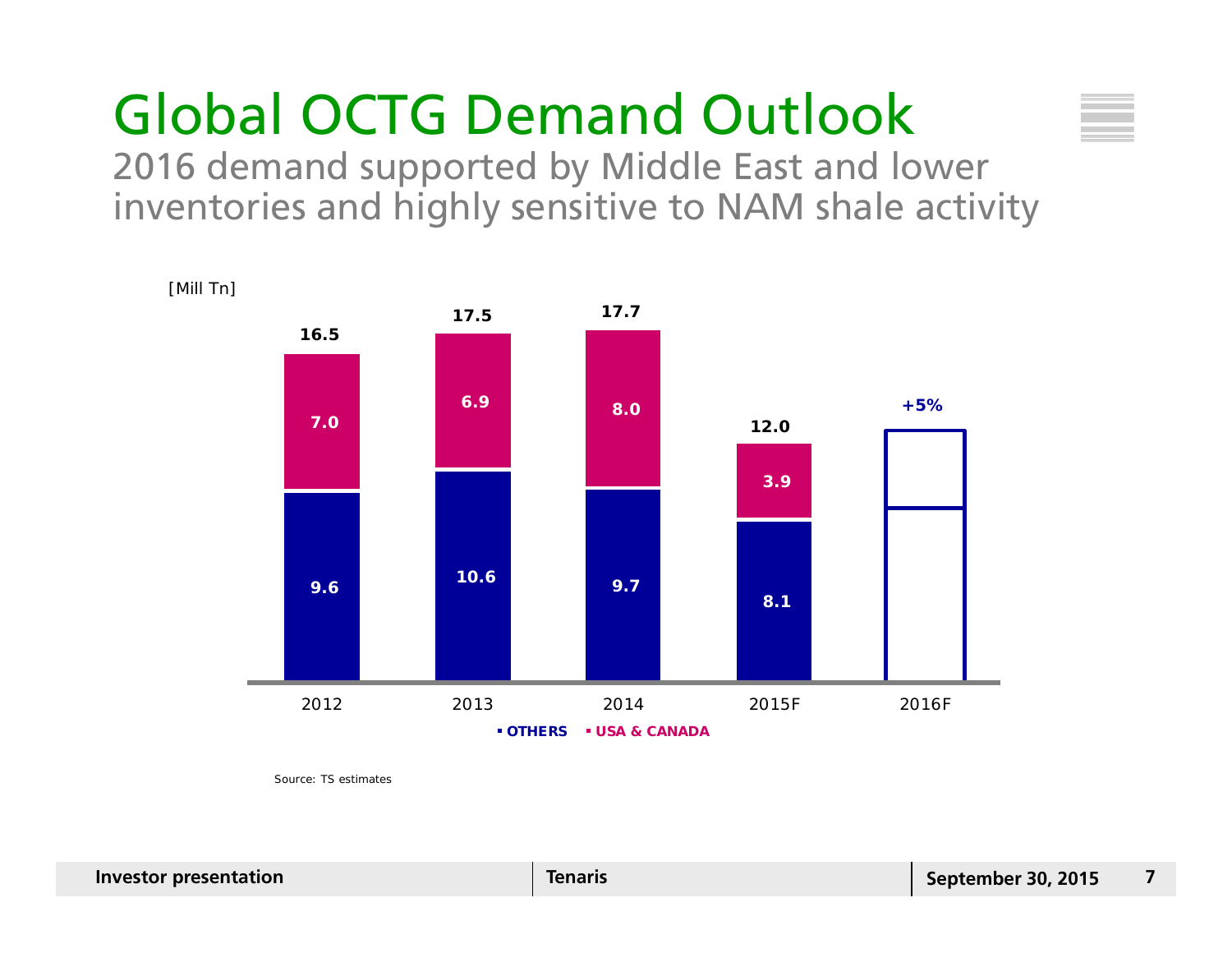# Global OCTG Demand Outlook

2016 demand supported by Middle East and lower inventories and highly sensitive to NAM shale activity

[Mill Tn]

| | 2012 | 2013 | 2014 | 2015F | 2016F |
|---|---|---|---|---|---|
| USA & CANADA | 7.0 | 6.9 | 8.0 | 3.9 | |
| OTHERS | 9.6 | 10.6 | 9.7 | 8.1 | |
| Total | 16.5 | 17.5 | 17.7 | 12.0 | +5% |

Source: TS estimates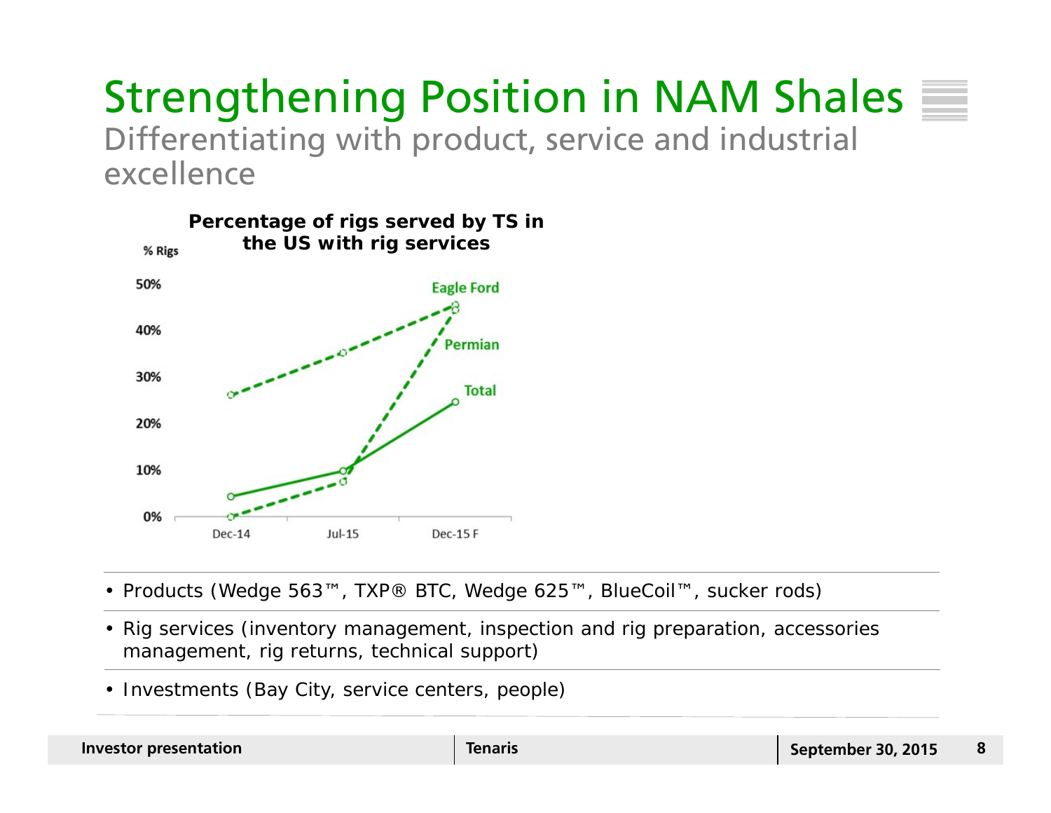# Strengthening Position in NAM Shales

Differentiating with product, service and industrial excellence

**Percentage of rigs served by TS in the US with rig services**

% Rigs

50%
40%
30%
20%
10%
0%

Dec-14 Jul-15 Dec-15 F

Eagle Ford
Permian
Total

- Products (Wedge 563™, TXP® BTC, Wedge 625™, BlueCoil™, sucker rods)
- Rig services (inventory management, inspection and rig preparation, accessories management, rig returns, technical support)
- Investments (Bay City, service centers, people)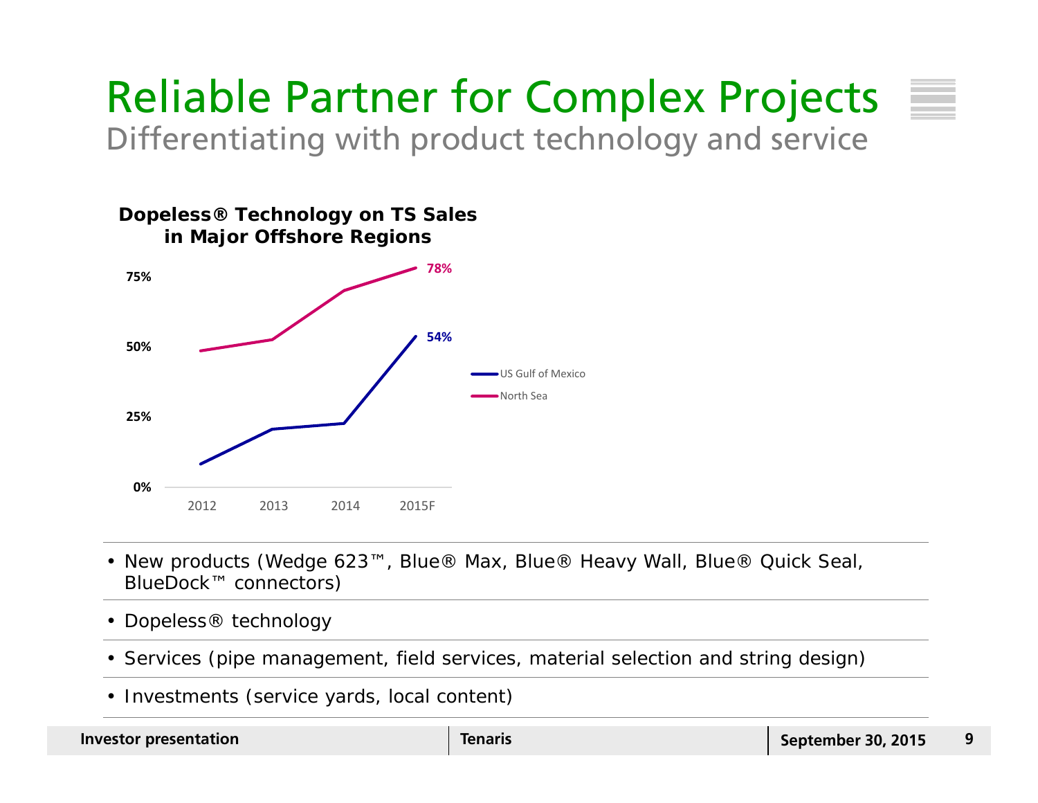# Reliable Partner for Complex Projects

## Differentiating with product technology and service

**Dopeless® Technology on TS Sales in Major Offshore Regions**

75%
50%
25%
0%

2012 2013 2014 2015F

78%
54%

US Gulf of Mexico
North Sea

- New products (Wedge 623™, Blue® Max, Blue® Heavy Wall, Blue® Quick Seal, BlueDock™ connectors)
- Dopeless® technology
- Services (pipe management, field services, material selection and string design)
- Investments (service yards, local content)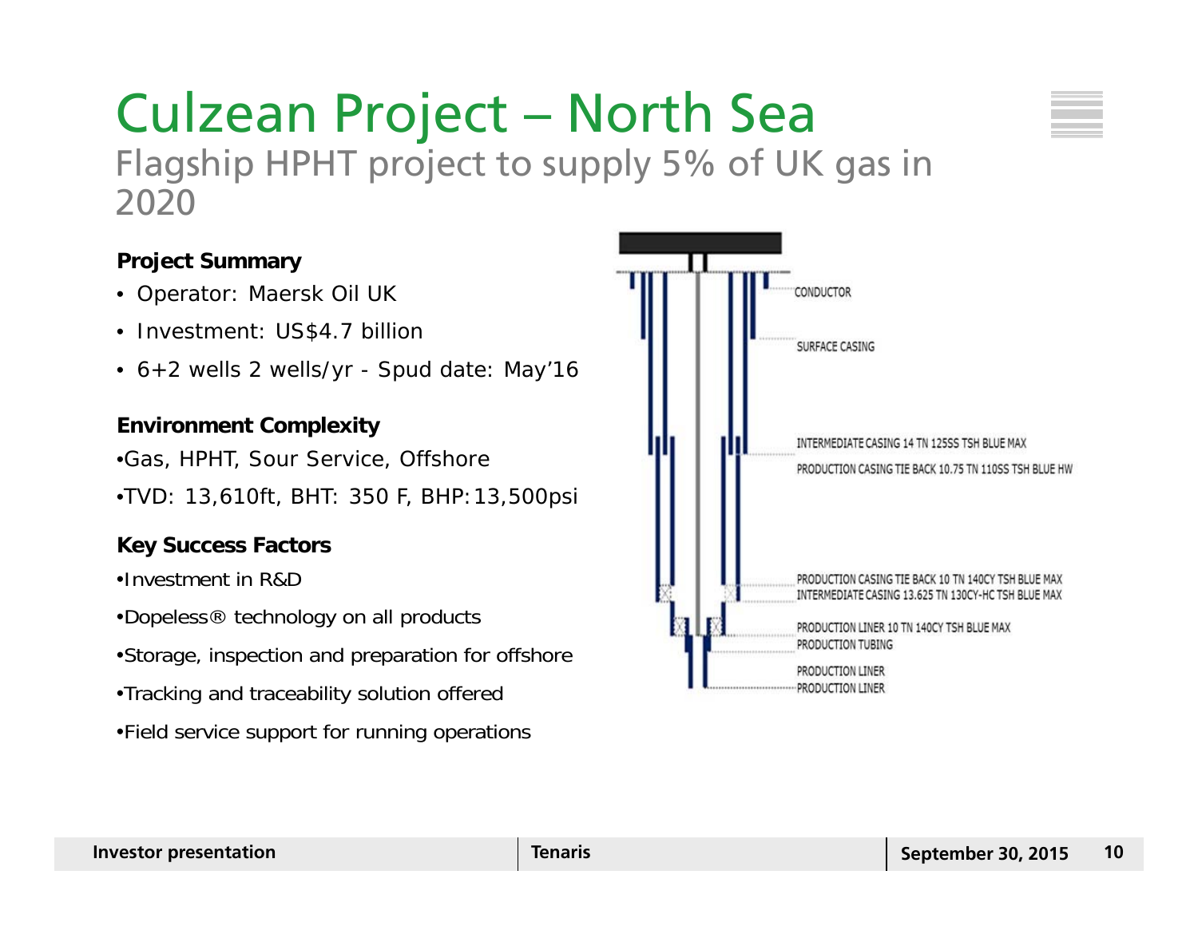# Culzean Project – North Sea

## Flagship HPHT project to supply 5% of UK gas in 2020

**Project Summary**

- Operator: Maersk Oil UK
- Investment: US$4.7 billion
- 6+2 wells 2 wells/yr - Spud date: May’16

**Environment Complexity**

- Gas, HPHT, Sour Service, Offshore
- TVD: 13,610ft, BHT: 350 F, BHP: 13,500psi

**Key Success Factors**

- Investment in R&D
- Dopeless® technology on all products
- Storage, inspection and preparation for offshore
- Tracking and traceability solution offered
- Field service support for running operations

CONDUCTOR

SURFACE CASING

INTERMEDIATE CASING 14 TN 125SS TSH BLUE MAX

PRODUCTION CASING TIE BACK 10.75 TN 110SS TSH BLUE HW

PRODUCTION CASING TIE BACK 10 TN 140CY TSH BLUE MAX

INTERMEDIATE CASING 13.625 TN 130CY-HC TSH BLUE MAX

PRODUCTION LINER 10 TN 140CY TSH BLUE MAX

PRODUCTION TUBING

PRODUCTION LINER

PRODUCTION LINER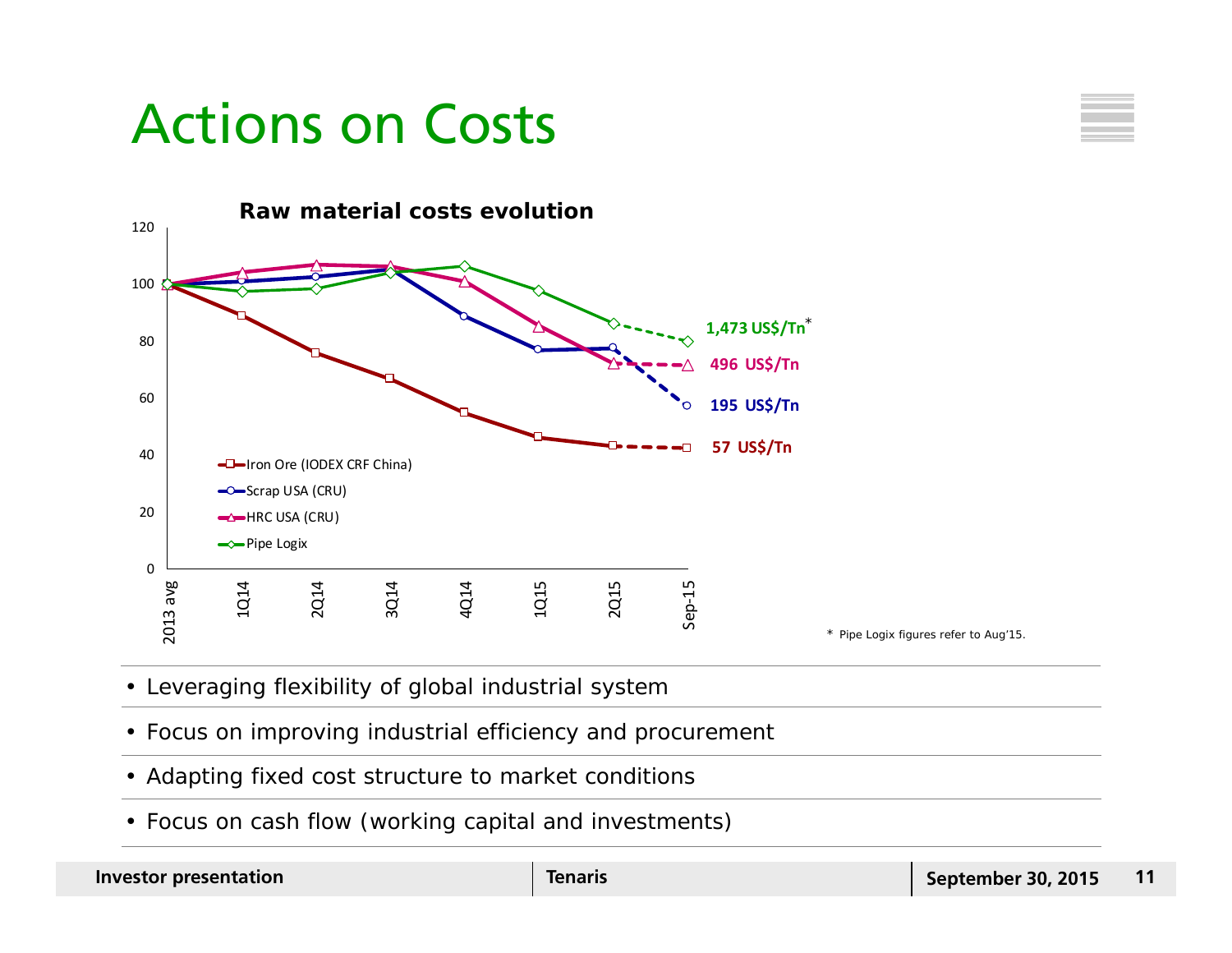# Actions on Costs

**Raw material costs evolution**

- Iron Ore (IODEX CRF China): 57 US$/Tn
- Scrap USA (CRU): 195 US$/Tn
- HRC USA (CRU): 496 US$/Tn
- Pipe Logix: 1,473 US$/Tn*

Periods: 2013 avg, 1Q14, 2Q14, 3Q14, 4Q14, 1Q15, 2Q15, Sep-15

\* Pipe Logix figures refer to Aug'15.

- Leveraging flexibility of global industrial system
- Focus on improving industrial efficiency and procurement
- Adapting fixed cost structure to market conditions
- Focus on cash flow (working capital and investments)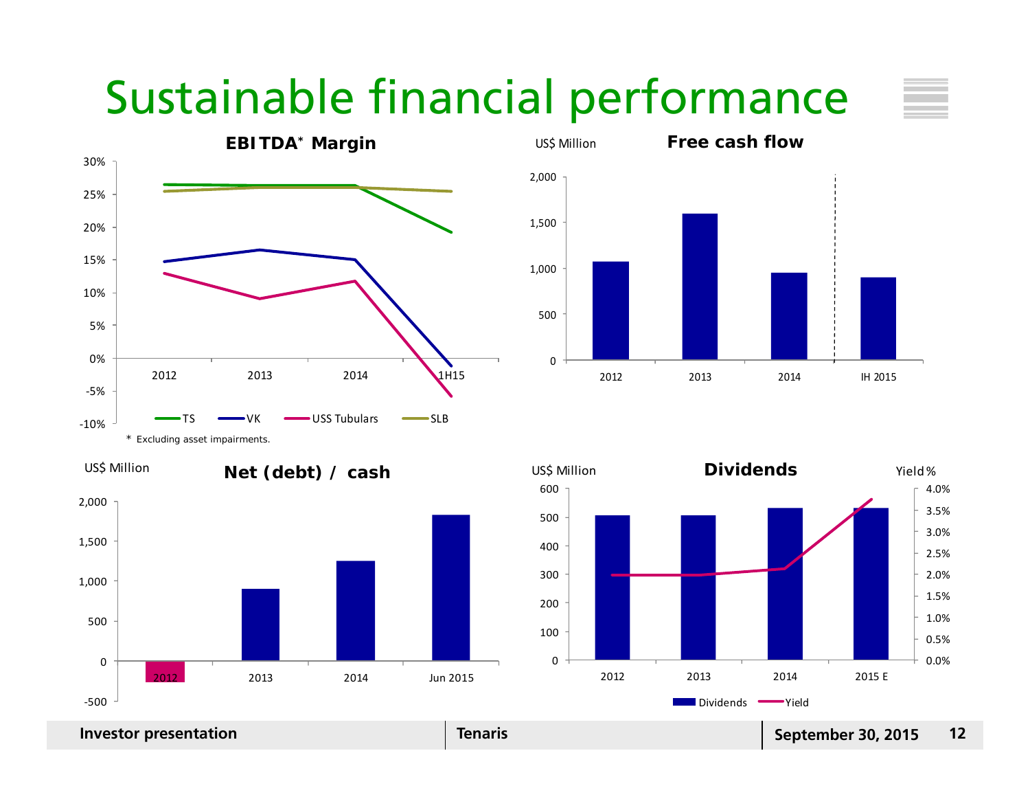# Sustainable financial performance

**EBITDA* Margin**

30%
25%
20%
15%
10%
5%
0%
-5%
-10%

2012 2013 2014 1H15

TS VK USS Tubulars SLB

\* Excluding asset impairments.

US$ Million **Free cash flow**

2,000
1,500
1,000
500
0

2012 2013 2014 IH 2015

US$ Million **Net (debt) / cash**

2,000
1,500
1,000
500
0
-500

2012 2013 2014 Jun 2015

US$ Million **Dividends** Yield %

600 4.0%
500 3.5%
400 3.0%
300 2.5%
200 2.0%
100 1.5%
0 1.0%
0.5%
0.0%

2012 2013 2014 2015 E

Dividends Yield

**Investor presentation** **Tenaris** **September 30, 2015**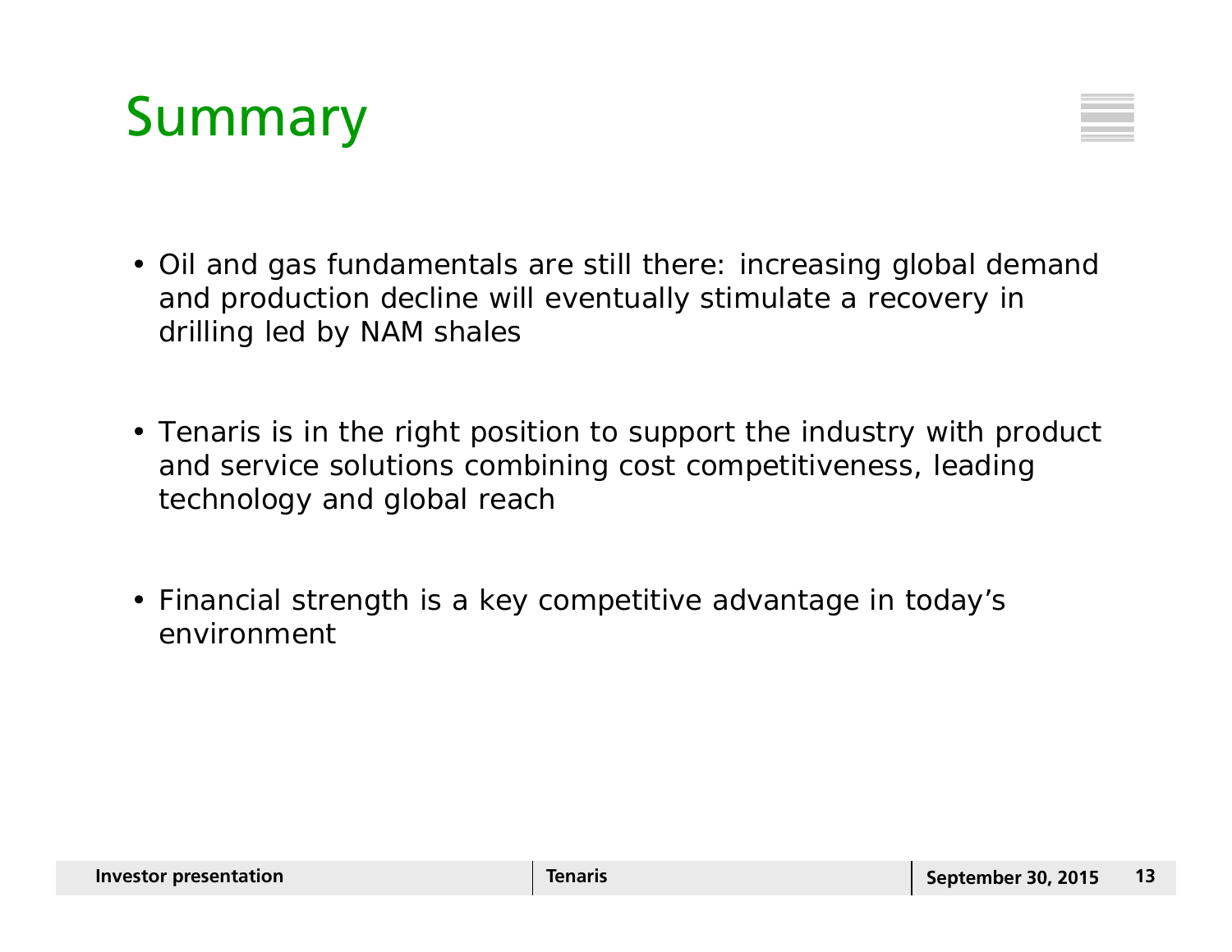# Summary

- Oil and gas fundamentals are still there: increasing global demand and production decline will eventually stimulate a recovery in drilling led by NAM shales

- Tenaris is in the right position to support the industry with product and service solutions combining cost competitiveness, leading technology and global reach

- Financial strength is a key competitive advantage in today's environment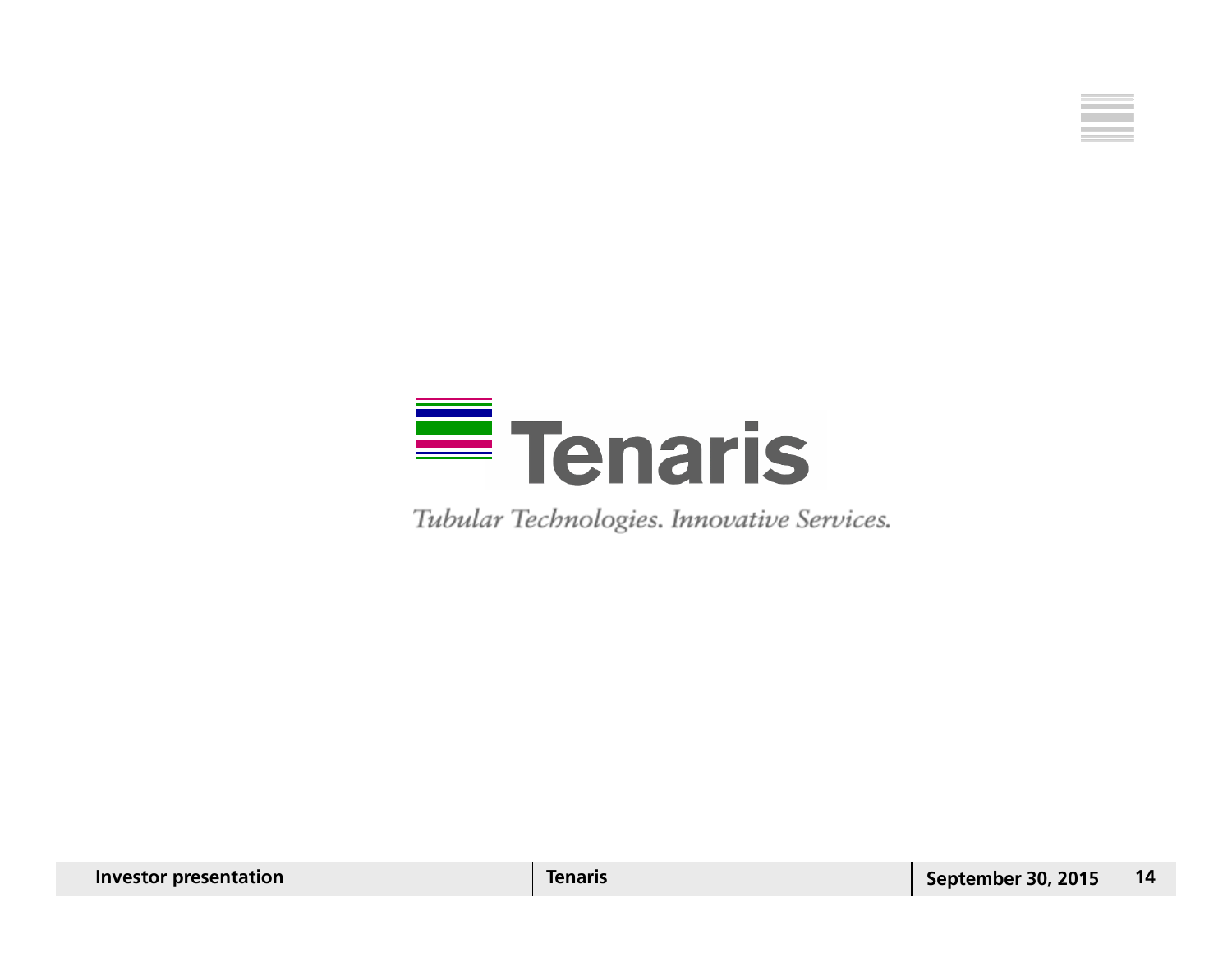Tenaris

*Tubular Technologies. Innovative Services.*